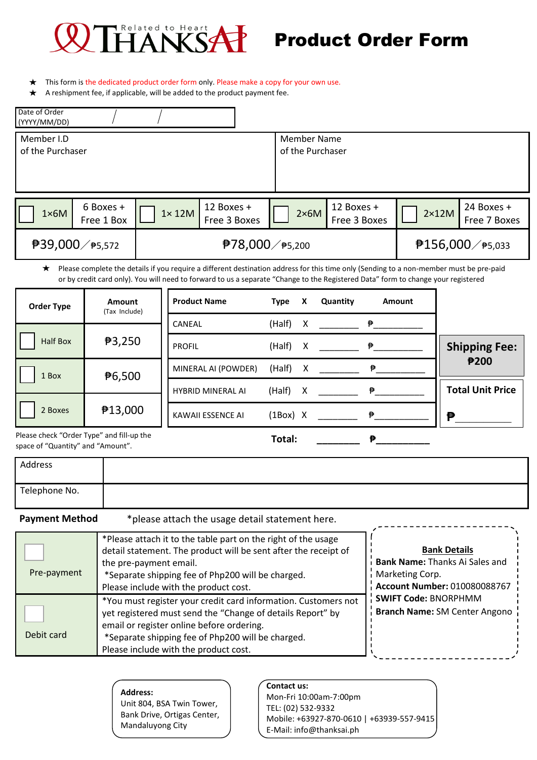THANKSAI Related to Heart

# Product Order Form

- ★ This form is the dedicated product order form only. Please make a copy for your own use.
- ★ A reshipment fee, if applicable, will be added to the product payment fee.

| Date of Order (YYYY/MM/DD) | / / |
|---|---|

| Member I.D of the Purchaser | Member Name of the Purchaser |
|---|---|
| | |

| ☐ 1×6M | 6 Boxes + Free 1 Box | ☐ 1× 12M | 12 Boxes + Free 3 Boxes | ☐ 2×6M | 12 Boxes + Free 3 Boxes | ☐ 2×12M | 24 Boxes + Free 7 Boxes |
|---|---|---|---|---|---|---|---|
| ₱39,000／₱5,572 | | ₱78,000／₱5,200 | | | | ₱156,000／₱5,033 | |

★ Please complete the details if you require a different destination address for this time only (Sending to a non-member must be pre-paid or by credit card only). You will need to forward to us a separate "Change to the Registered Data" form to change your registered

| Order Type | Amount (Tax Include) |
|---|---|
| ☐ Half Box | ₱3,250 |
| ☐ 1 Box | ₱6,500 |
| ☐ 2 Boxes | ₱13,000 |

Please check "Order Type" and fill-up the space of "Quantity" and "Amount".

| Product Name | Type | X | Quantity | Amount |
|---|---|---|---|---|
| CANEAL | (Half) | X | ________ | ₱__________ |
| PROFIL | (Half) | X | ________ | ₱__________ |
| MINERAL AI (POWDER) | (Half) | X | ________ | ₱__________ |
| HYBRID MINERAL AI | (Half) | X | ________ | ₱__________ |
| KAWAII ESSENCE AI | (1Box) | X | ________ | ₱__________ |
| | Total: | | ________ | ₱__________ |

**Shipping Fee: ₱200**

**Total Unit Price**

₱__________

| Address | |
|---|---|
| Telephone No. | |

**Payment Method** *please attach the usage detail statement here.

| ☐ Pre-payment | *Please attach it to the table part on the right of the usage detail statement. The product will be sent after the receipt of the pre-payment email.<br>*Separate shipping fee of Php200 will be charged.<br>Please include with the product cost. |
|---|---|
| ☐ Debit card | *You must register your credit card information. Customers not yet registered must send the "Change of details Report" by email or register online before ordering.<br>*Separate shipping fee of Php200 will be charged.<br>Please include with the product cost. |

**Bank Details**
**Bank Name:** Thanks Ai Sales and Marketing Corp.
**Account Number:** 010080088767
**SWIFT Code:** BNORPHMM
**Branch Name:** SM Center Angono

**Address:**
Unit 804, BSA Twin Tower,
Bank Drive, Ortigas Center,
Mandaluyong City

**Contact us:**
Mon-Fri 10:00am-7:00pm
TEL: (02) 532-9332
Mobile: +63927-870-0610 | +63939-557-9415
E-Mail: info@thanksai.ph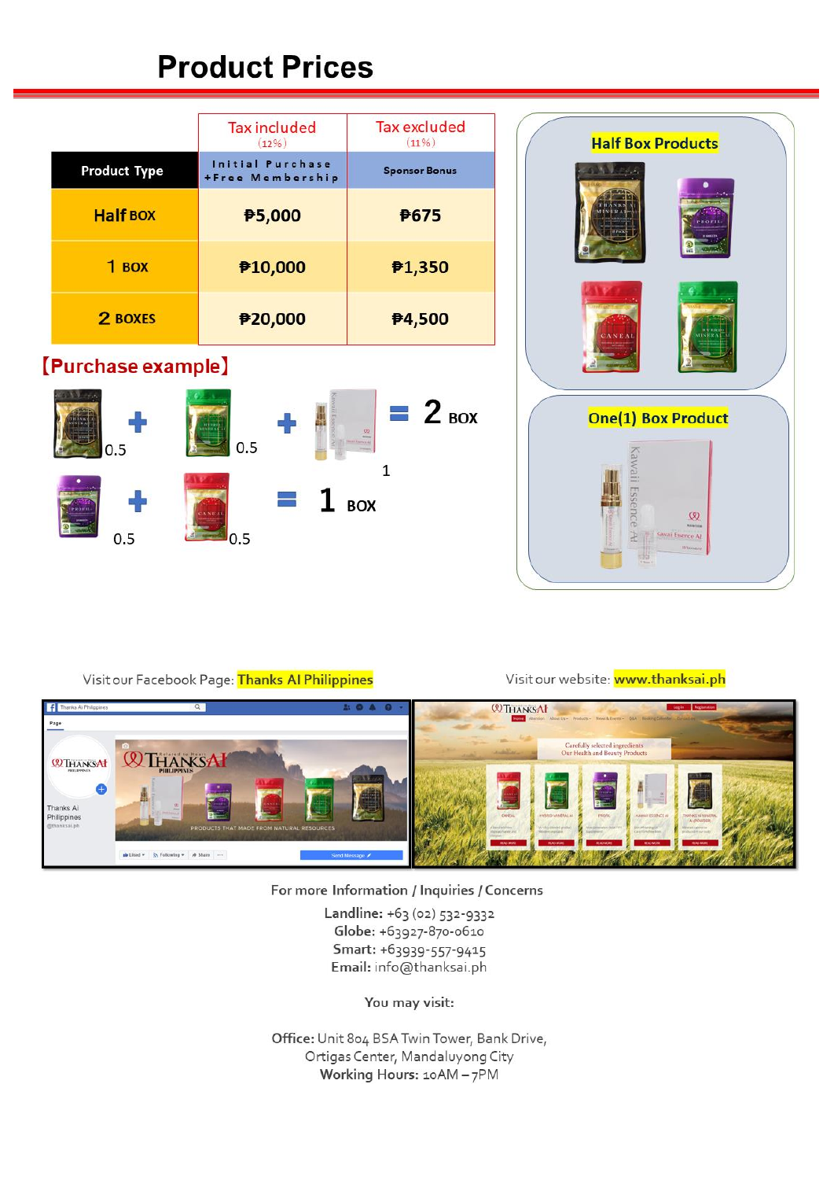# Product Prices

| | Tax included (12%) | Tax excluded (11%) |
|---|---|---|
| **Product Type** | **Initial Purchase +Free Membership** | **Sponsor Bonus** |
| Half BOX | ₱5,000 | ₱675 |
| 1 BOX | ₱10,000 | ₱1,350 |
| 2 BOXES | ₱20,000 | ₱4,500 |

## 【Purchase example】

0.5 + 0.5 + 1 = 2 BOX

0.5 + 0.5 = 1 BOX

**Half Box Products**

**One(1) Box Product**

Visit our Facebook Page: **Thanks AI Philippines**

Visit our website: **www.thanksai.ph**

For more Information / Inquiries / Concerns

**Landline:** +63 (02) 532-9332
**Globe:** +63927-870-0610
**Smart:** +63939-557-9415
**Email:** info@thanksai.ph

You may visit:

**Office:** Unit 804 BSA Twin Tower, Bank Drive, Ortigas Center, Mandaluyong City
**Working Hours:** 10AM – 7PM